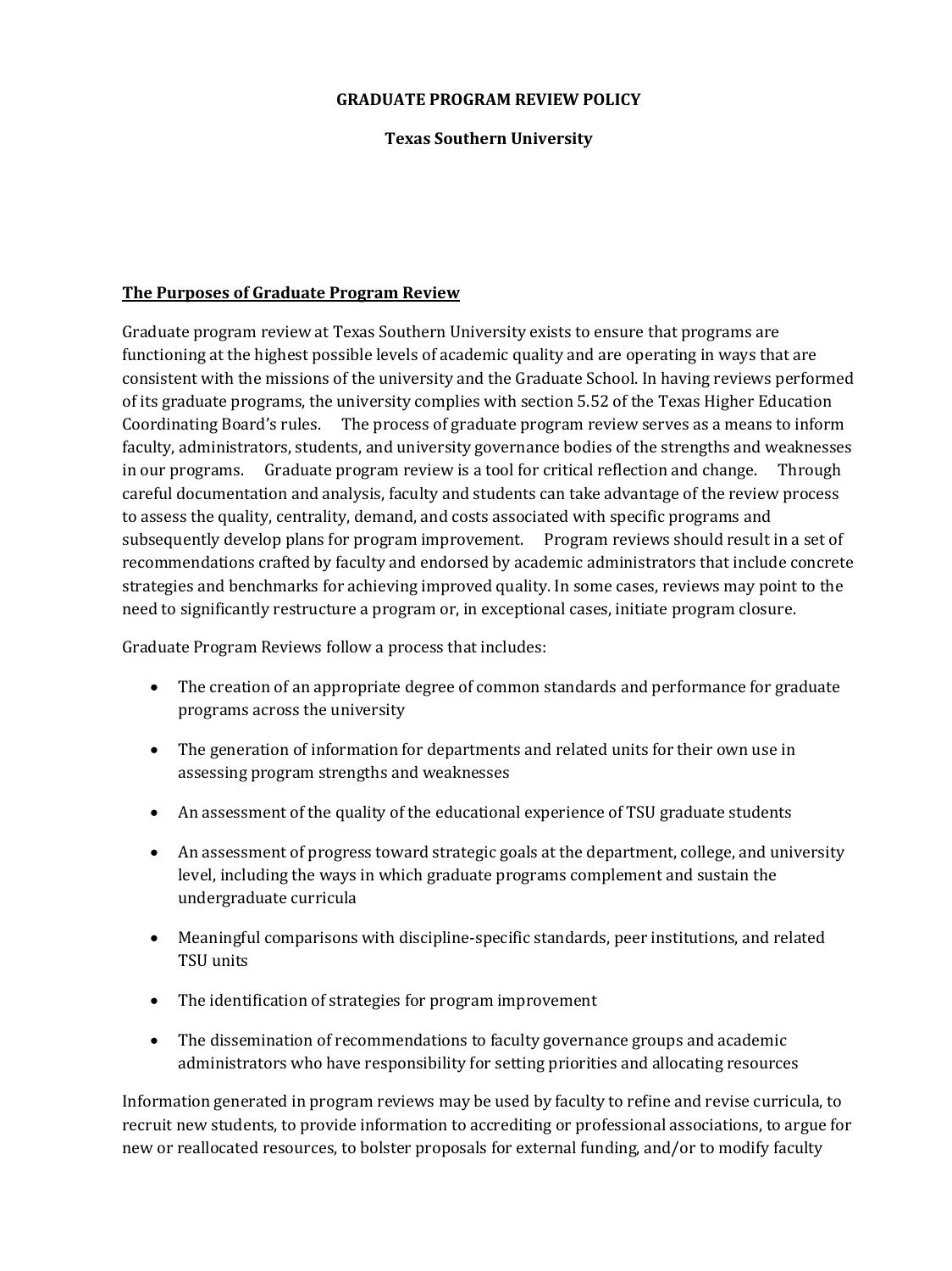**GRADUATE PROGRAM REVIEW POLICY**

**Texas Southern University**

## The Purposes of Graduate Program Review

Graduate program review at Texas Southern University exists to ensure that programs are functioning at the highest possible levels of academic quality and are operating in ways that are consistent with the missions of the university and the Graduate School. In having reviews performed of its graduate programs, the university complies with section 5.52 of the Texas Higher Education Coordinating Board's rules. The process of graduate program review serves as a means to inform faculty, administrators, students, and university governance bodies of the strengths and weaknesses in our programs. Graduate program review is a tool for critical reflection and change. Through careful documentation and analysis, faculty and students can take advantage of the review process to assess the quality, centrality, demand, and costs associated with specific programs and subsequently develop plans for program improvement. Program reviews should result in a set of recommendations crafted by faculty and endorsed by academic administrators that include concrete strategies and benchmarks for achieving improved quality. In some cases, reviews may point to the need to significantly restructure a program or, in exceptional cases, initiate program closure.

Graduate Program Reviews follow a process that includes:

- The creation of an appropriate degree of common standards and performance for graduate programs across the university
- The generation of information for departments and related units for their own use in assessing program strengths and weaknesses
- An assessment of the quality of the educational experience of TSU graduate students
- An assessment of progress toward strategic goals at the department, college, and university level, including the ways in which graduate programs complement and sustain the undergraduate curricula
- Meaningful comparisons with discipline-specific standards, peer institutions, and related TSU units
- The identification of strategies for program improvement
- The dissemination of recommendations to faculty governance groups and academic administrators who have responsibility for setting priorities and allocating resources

Information generated in program reviews may be used by faculty to refine and revise curricula, to recruit new students, to provide information to accrediting or professional associations, to argue for new or reallocated resources, to bolster proposals for external funding, and/or to modify faculty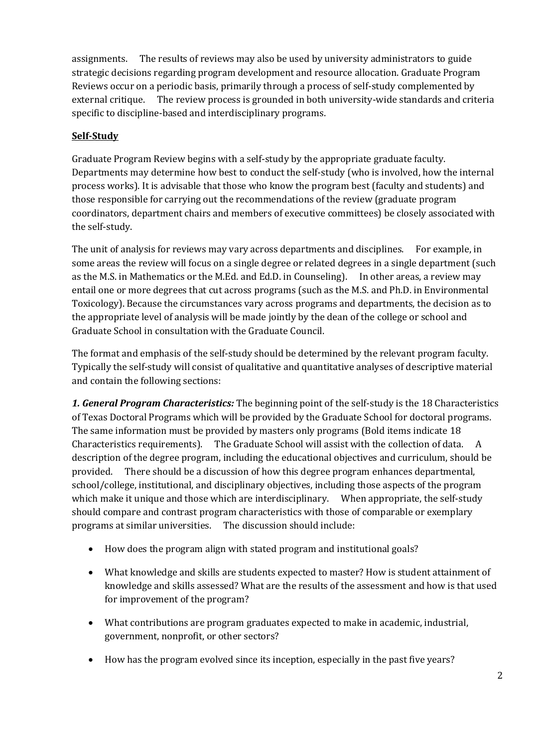assignments. The results of reviews may also be used by university administrators to guide strategic decisions regarding program development and resource allocation. Graduate Program Reviews occur on a periodic basis, primarily through a process of self-study complemented by external critique. The review process is grounded in both university-wide standards and criteria specific to discipline-based and interdisciplinary programs.

## Self-Study

Graduate Program Review begins with a self-study by the appropriate graduate faculty. Departments may determine how best to conduct the self-study (who is involved, how the internal process works). It is advisable that those who know the program best (faculty and students) and those responsible for carrying out the recommendations of the review (graduate program coordinators, department chairs and members of executive committees) be closely associated with the self-study.

The unit of analysis for reviews may vary across departments and disciplines. For example, in some areas the review will focus on a single degree or related degrees in a single department (such as the M.S. in Mathematics or the M.Ed. and Ed.D. in Counseling). In other areas, a review may entail one or more degrees that cut across programs (such as the M.S. and Ph.D. in Environmental Toxicology). Because the circumstances vary across programs and departments, the decision as to the appropriate level of analysis will be made jointly by the dean of the college or school and Graduate School in consultation with the Graduate Council.

The format and emphasis of the self-study should be determined by the relevant program faculty. Typically the self-study will consist of qualitative and quantitative analyses of descriptive material and contain the following sections:

***1. General Program Characteristics:*** The beginning point of the self-study is the 18 Characteristics of Texas Doctoral Programs which will be provided by the Graduate School for doctoral programs. The same information must be provided by masters only programs (Bold items indicate 18 Characteristics requirements). The Graduate School will assist with the collection of data. A description of the degree program, including the educational objectives and curriculum, should be provided. There should be a discussion of how this degree program enhances departmental, school/college, institutional, and disciplinary objectives, including those aspects of the program which make it unique and those which are interdisciplinary. When appropriate, the self-study should compare and contrast program characteristics with those of comparable or exemplary programs at similar universities. The discussion should include:

- How does the program align with stated program and institutional goals?
- What knowledge and skills are students expected to master? How is student attainment of knowledge and skills assessed? What are the results of the assessment and how is that used for improvement of the program?
- What contributions are program graduates expected to make in academic, industrial, government, nonprofit, or other sectors?
- How has the program evolved since its inception, especially in the past five years?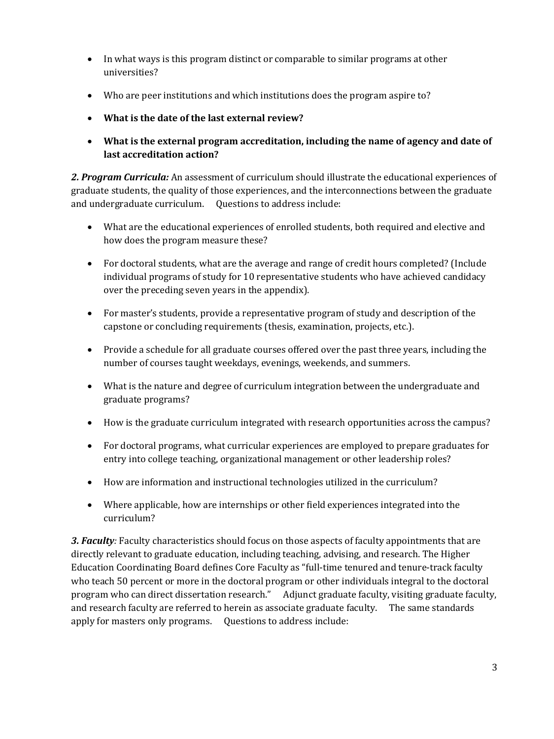- In what ways is this program distinct or comparable to similar programs at other universities?
- Who are peer institutions and which institutions does the program aspire to?
- **What is the date of the last external review?**
- **What is the external program accreditation, including the name of agency and date of last accreditation action?**

***2. Program Curricula:*** An assessment of curriculum should illustrate the educational experiences of graduate students, the quality of those experiences, and the interconnections between the graduate and undergraduate curriculum. Questions to address include:

- What are the educational experiences of enrolled students, both required and elective and how does the program measure these?
- For doctoral students, what are the average and range of credit hours completed? (Include individual programs of study for 10 representative students who have achieved candidacy over the preceding seven years in the appendix).
- For master's students, provide a representative program of study and description of the capstone or concluding requirements (thesis, examination, projects, etc.).
- Provide a schedule for all graduate courses offered over the past three years, including the number of courses taught weekdays, evenings, weekends, and summers.
- What is the nature and degree of curriculum integration between the undergraduate and graduate programs?
- How is the graduate curriculum integrated with research opportunities across the campus?
- For doctoral programs, what curricular experiences are employed to prepare graduates for entry into college teaching, organizational management or other leadership roles?
- How are information and instructional technologies utilized in the curriculum?
- Where applicable, how are internships or other field experiences integrated into the curriculum?

***3. Faculty:*** Faculty characteristics should focus on those aspects of faculty appointments that are directly relevant to graduate education, including teaching, advising, and research. The Higher Education Coordinating Board defines Core Faculty as "full-time tenured and tenure-track faculty who teach 50 percent or more in the doctoral program or other individuals integral to the doctoral program who can direct dissertation research." Adjunct graduate faculty, visiting graduate faculty, and research faculty are referred to herein as associate graduate faculty. The same standards apply for masters only programs. Questions to address include: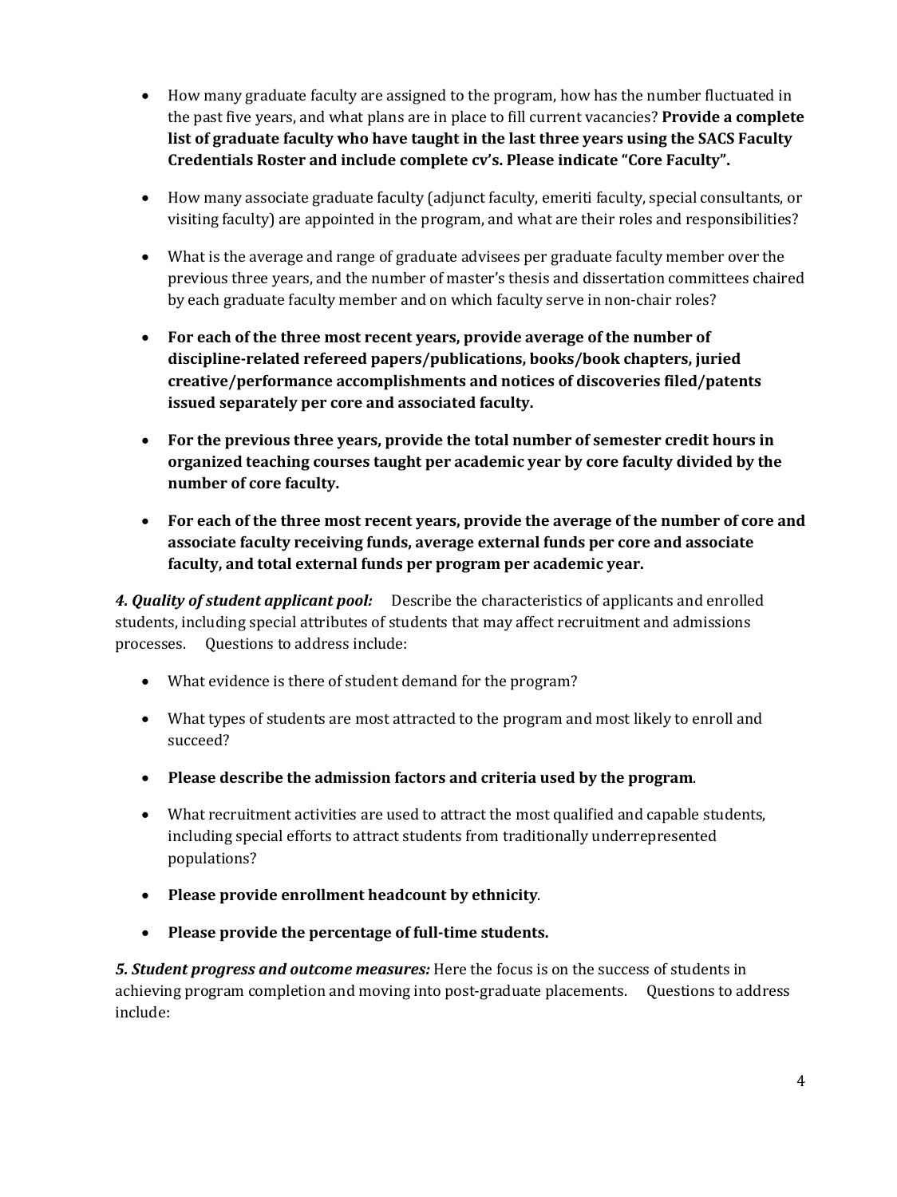- How many graduate faculty are assigned to the program, how has the number fluctuated in the past five years, and what plans are in place to fill current vacancies? **Provide a complete list of graduate faculty who have taught in the last three years using the SACS Faculty Credentials Roster and include complete cv's. Please indicate "Core Faculty".**

- How many associate graduate faculty (adjunct faculty, emeriti faculty, special consultants, or visiting faculty) are appointed in the program, and what are their roles and responsibilities?

- What is the average and range of graduate advisees per graduate faculty member over the previous three years, and the number of master's thesis and dissertation committees chaired by each graduate faculty member and on which faculty serve in non-chair roles?

- **For each of the three most recent years, provide average of the number of discipline-related refereed papers/publications, books/book chapters, juried creative/performance accomplishments and notices of discoveries filed/patents issued separately per core and associated faculty.**

- **For the previous three years, provide the total number of semester credit hours in organized teaching courses taught per academic year by core faculty divided by the number of core faculty.**

- **For each of the three most recent years, provide the average of the number of core and associate faculty receiving funds, average external funds per core and associate faculty, and total external funds per program per academic year.**

***4. Quality of student applicant pool:*** Describe the characteristics of applicants and enrolled students, including special attributes of students that may affect recruitment and admissions processes. Questions to address include:

- What evidence is there of student demand for the program?

- What types of students are most attracted to the program and most likely to enroll and succeed?

- **Please describe the admission factors and criteria used by the program**.

- What recruitment activities are used to attract the most qualified and capable students, including special efforts to attract students from traditionally underrepresented populations?

- **Please provide enrollment headcount by ethnicity**.

- **Please provide the percentage of full-time students.**

***5. Student progress and outcome measures:*** Here the focus is on the success of students in achieving program completion and moving into post-graduate placements. Questions to address include: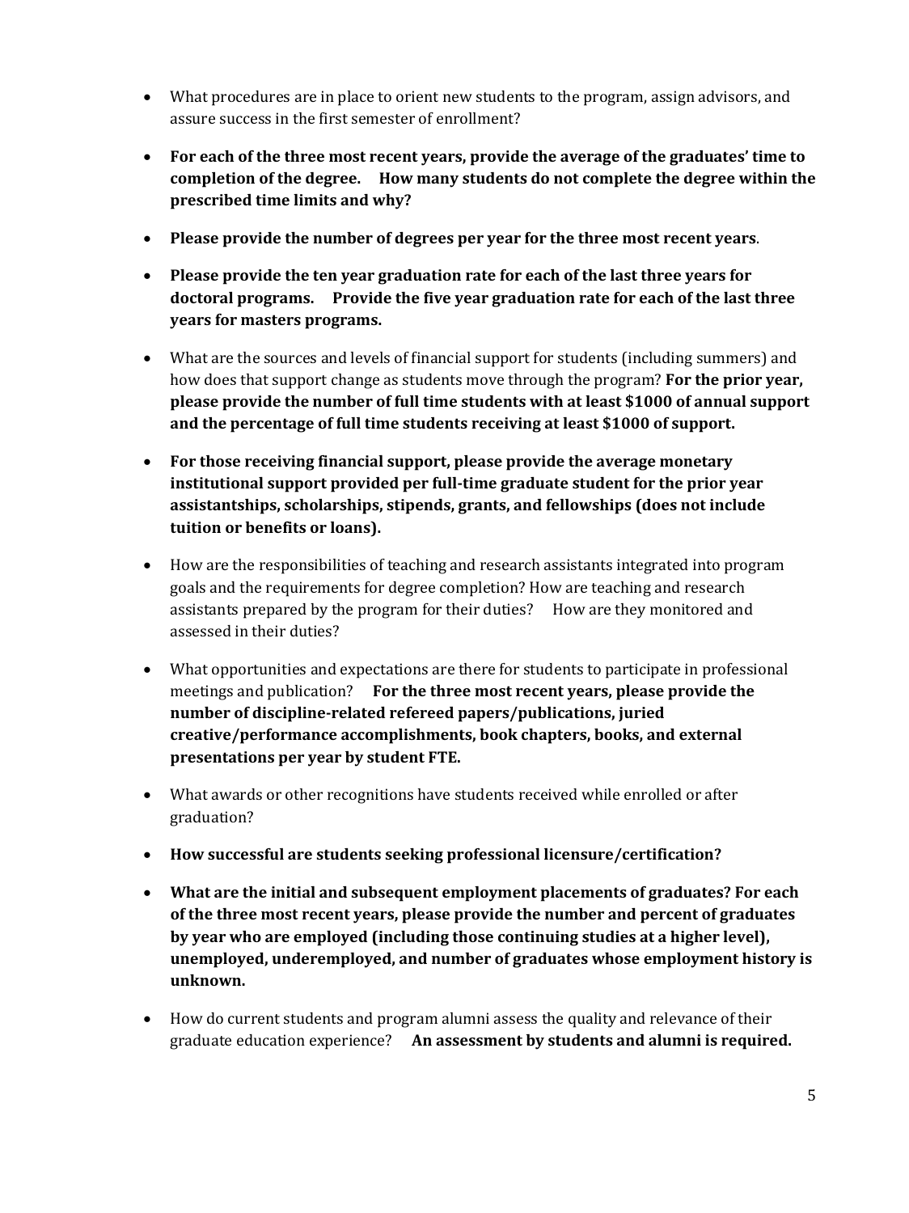- What procedures are in place to orient new students to the program, assign advisors, and assure success in the first semester of enrollment?
- **For each of the three most recent years, provide the average of the graduates' time to completion of the degree. How many students do not complete the degree within the prescribed time limits and why?**
- **Please provide the number of degrees per year for the three most recent years**.
- **Please provide the ten year graduation rate for each of the last three years for doctoral programs. Provide the five year graduation rate for each of the last three years for masters programs.**
- What are the sources and levels of financial support for students (including summers) and how does that support change as students move through the program? **For the prior year, please provide the number of full time students with at least $1000 of annual support and the percentage of full time students receiving at least $1000 of support.**
- **For those receiving financial support, please provide the average monetary institutional support provided per full-time graduate student for the prior year assistantships, scholarships, stipends, grants, and fellowships (does not include tuition or benefits or loans).**
- How are the responsibilities of teaching and research assistants integrated into program goals and the requirements for degree completion? How are teaching and research assistants prepared by the program for their duties? How are they monitored and assessed in their duties?
- What opportunities and expectations are there for students to participate in professional meetings and publication? **For the three most recent years, please provide the number of discipline-related refereed papers/publications, juried creative/performance accomplishments, book chapters, books, and external presentations per year by student FTE.**
- What awards or other recognitions have students received while enrolled or after graduation?
- **How successful are students seeking professional licensure/certification?**
- **What are the initial and subsequent employment placements of graduates? For each of the three most recent years, please provide the number and percent of graduates by year who are employed (including those continuing studies at a higher level), unemployed, underemployed, and number of graduates whose employment history is unknown.**
- How do current students and program alumni assess the quality and relevance of their graduate education experience? **An assessment by students and alumni is required.**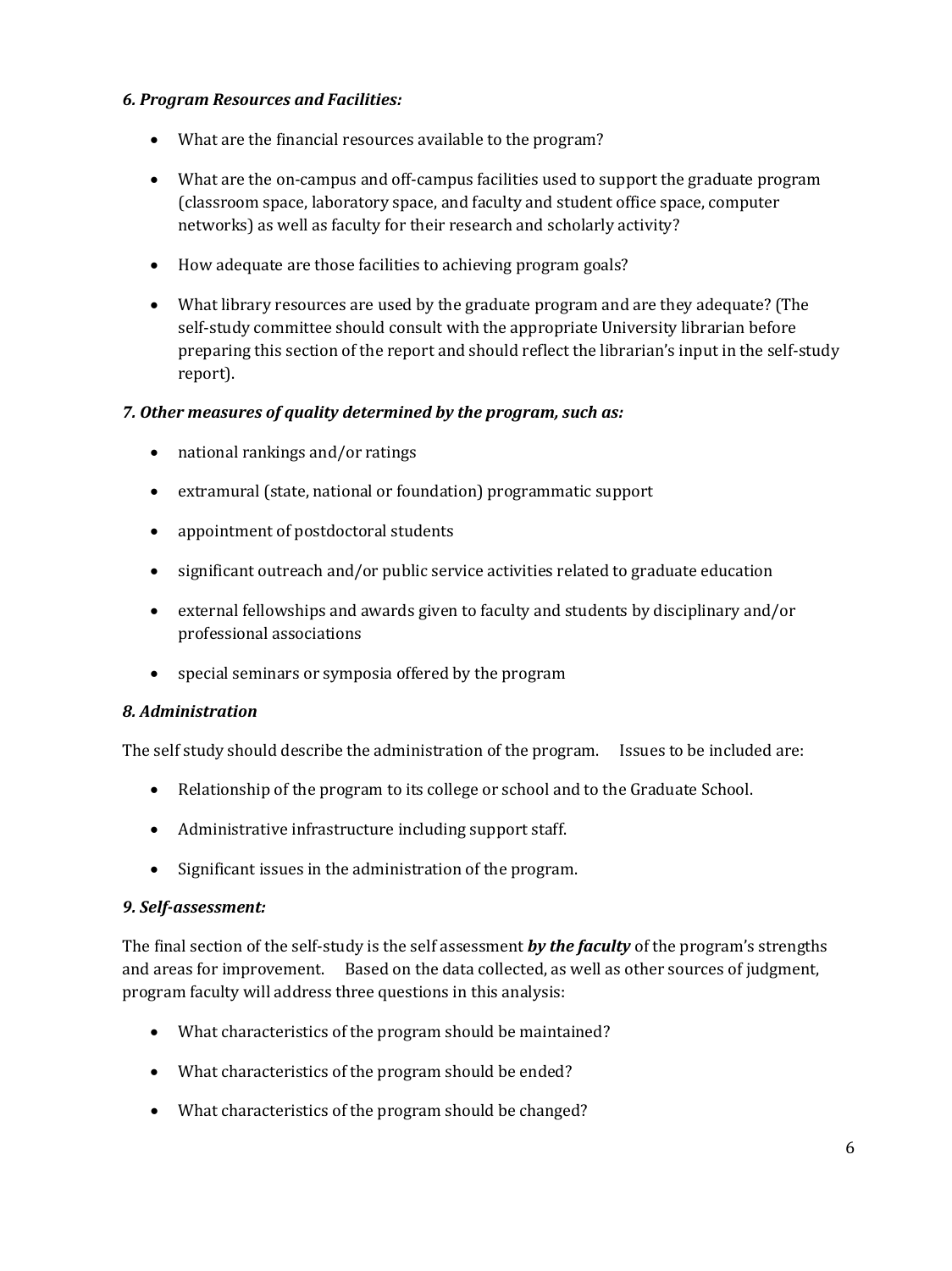***6. Program Resources and Facilities:***

- What are the financial resources available to the program?
- What are the on-campus and off-campus facilities used to support the graduate program (classroom space, laboratory space, and faculty and student office space, computer networks) as well as faculty for their research and scholarly activity?
- How adequate are those facilities to achieving program goals?
- What library resources are used by the graduate program and are they adequate? (The self-study committee should consult with the appropriate University librarian before preparing this section of the report and should reflect the librarian's input in the self-study report).

***7. Other measures of quality determined by the program, such as:***

- national rankings and/or ratings
- extramural (state, national or foundation) programmatic support
- appointment of postdoctoral students
- significant outreach and/or public service activities related to graduate education
- external fellowships and awards given to faculty and students by disciplinary and/or professional associations
- special seminars or symposia offered by the program

***8. Administration***

The self study should describe the administration of the program. Issues to be included are:

- Relationship of the program to its college or school and to the Graduate School.
- Administrative infrastructure including support staff.
- Significant issues in the administration of the program.

***9. Self-assessment:***

The final section of the self-study is the self assessment ***by the faculty*** of the program's strengths and areas for improvement. Based on the data collected, as well as other sources of judgment, program faculty will address three questions in this analysis:

- What characteristics of the program should be maintained?
- What characteristics of the program should be ended?
- What characteristics of the program should be changed?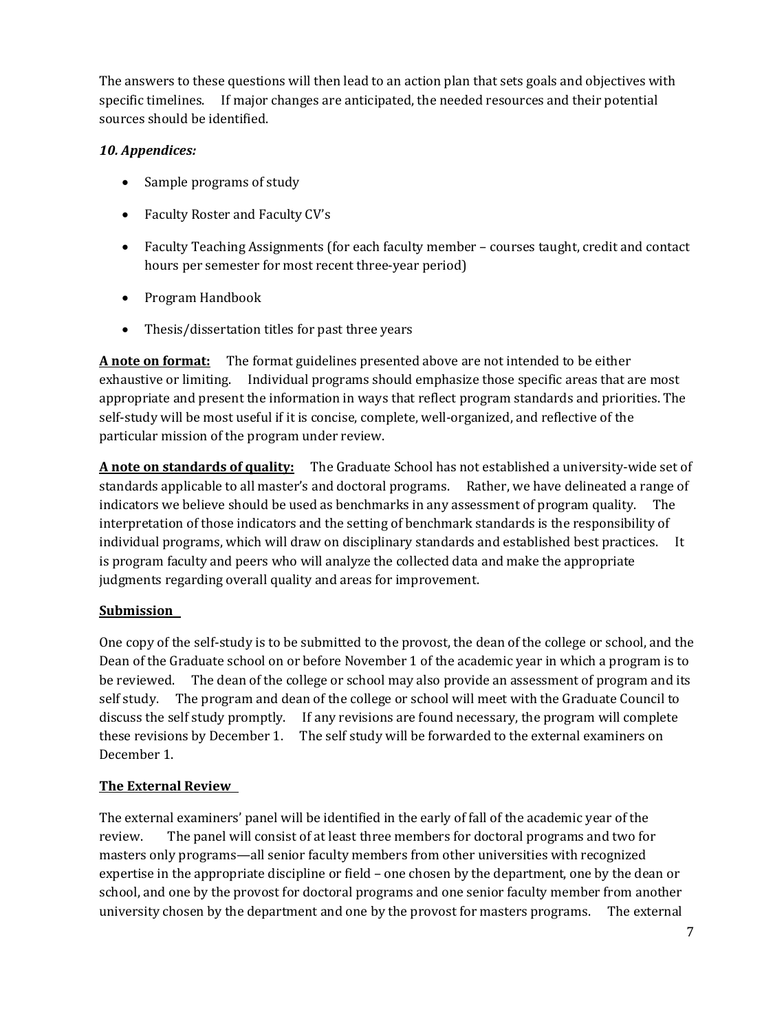The answers to these questions will then lead to an action plan that sets goals and objectives with specific timelines. If major changes are anticipated, the needed resources and their potential sources should be identified.

### *10. Appendices:*

- Sample programs of study
- Faculty Roster and Faculty CV's
- Faculty Teaching Assignments (for each faculty member – courses taught, credit and contact hours per semester for most recent three-year period)
- Program Handbook
- Thesis/dissertation titles for past three years

**A note on format:** The format guidelines presented above are not intended to be either exhaustive or limiting. Individual programs should emphasize those specific areas that are most appropriate and present the information in ways that reflect program standards and priorities. The self-study will be most useful if it is concise, complete, well-organized, and reflective of the particular mission of the program under review.

**A note on standards of quality:** The Graduate School has not established a university-wide set of standards applicable to all master's and doctoral programs. Rather, we have delineated a range of indicators we believe should be used as benchmarks in any assessment of program quality. The interpretation of those indicators and the setting of benchmark standards is the responsibility of individual programs, which will draw on disciplinary standards and established best practices. It is program faculty and peers who will analyze the collected data and make the appropriate judgments regarding overall quality and areas for improvement.

## Submission

One copy of the self-study is to be submitted to the provost, the dean of the college or school, and the Dean of the Graduate school on or before November 1 of the academic year in which a program is to be reviewed. The dean of the college or school may also provide an assessment of program and its self study. The program and dean of the college or school will meet with the Graduate Council to discuss the self study promptly. If any revisions are found necessary, the program will complete these revisions by December 1. The self study will be forwarded to the external examiners on December 1.

## The External Review

The external examiners' panel will be identified in the early of fall of the academic year of the review. The panel will consist of at least three members for doctoral programs and two for masters only programs—all senior faculty members from other universities with recognized expertise in the appropriate discipline or field – one chosen by the department, one by the dean or school, and one by the provost for doctoral programs and one senior faculty member from another university chosen by the department and one by the provost for masters programs. The external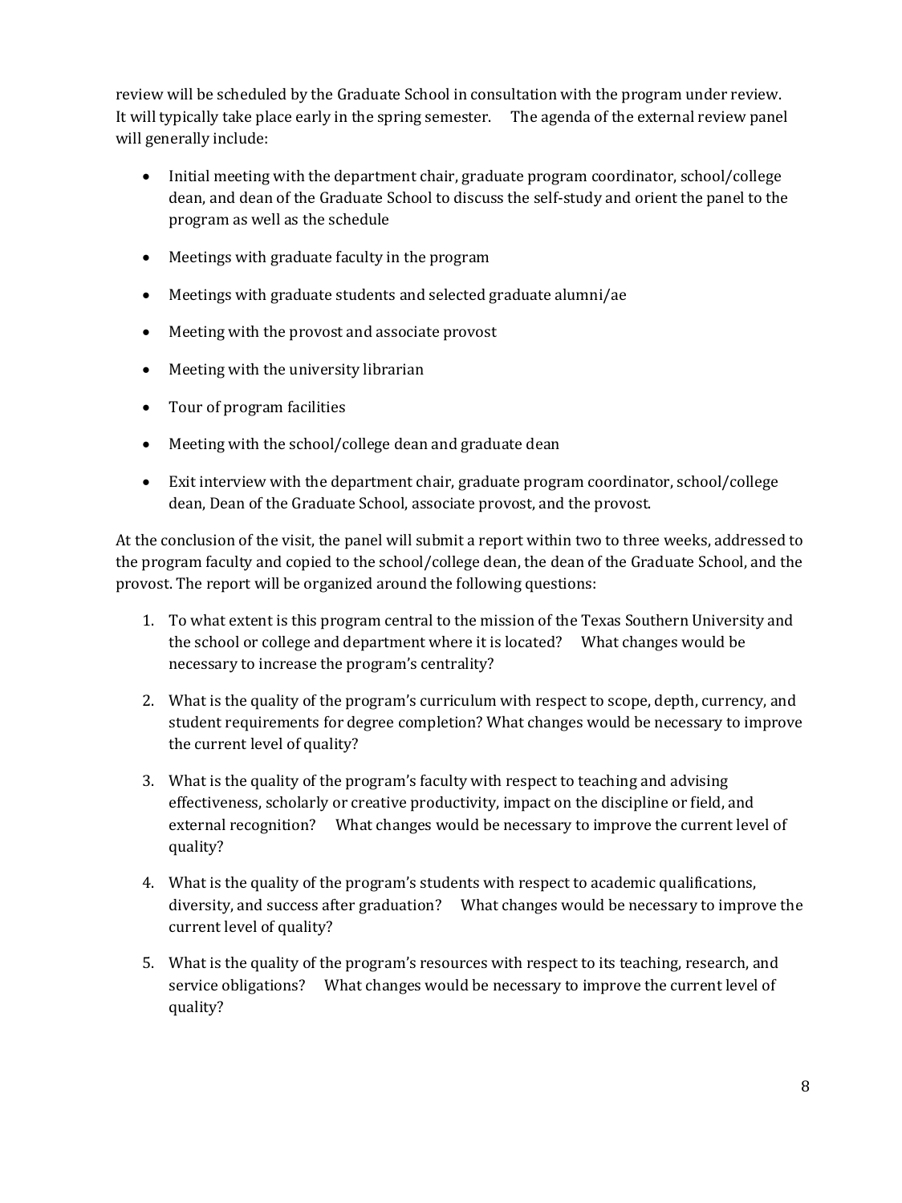review will be scheduled by the Graduate School in consultation with the program under review. It will typically take place early in the spring semester. The agenda of the external review panel will generally include:

- Initial meeting with the department chair, graduate program coordinator, school/college dean, and dean of the Graduate School to discuss the self-study and orient the panel to the program as well as the schedule
- Meetings with graduate faculty in the program
- Meetings with graduate students and selected graduate alumni/ae
- Meeting with the provost and associate provost
- Meeting with the university librarian
- Tour of program facilities
- Meeting with the school/college dean and graduate dean
- Exit interview with the department chair, graduate program coordinator, school/college dean, Dean of the Graduate School, associate provost, and the provost.

At the conclusion of the visit, the panel will submit a report within two to three weeks, addressed to the program faculty and copied to the school/college dean, the dean of the Graduate School, and the provost. The report will be organized around the following questions:

1. To what extent is this program central to the mission of the Texas Southern University and the school or college and department where it is located? What changes would be necessary to increase the program's centrality?
2. What is the quality of the program's curriculum with respect to scope, depth, currency, and student requirements for degree completion? What changes would be necessary to improve the current level of quality?
3. What is the quality of the program's faculty with respect to teaching and advising effectiveness, scholarly or creative productivity, impact on the discipline or field, and external recognition? What changes would be necessary to improve the current level of quality?
4. What is the quality of the program's students with respect to academic qualifications, diversity, and success after graduation? What changes would be necessary to improve the current level of quality?
5. What is the quality of the program's resources with respect to its teaching, research, and service obligations? What changes would be necessary to improve the current level of quality?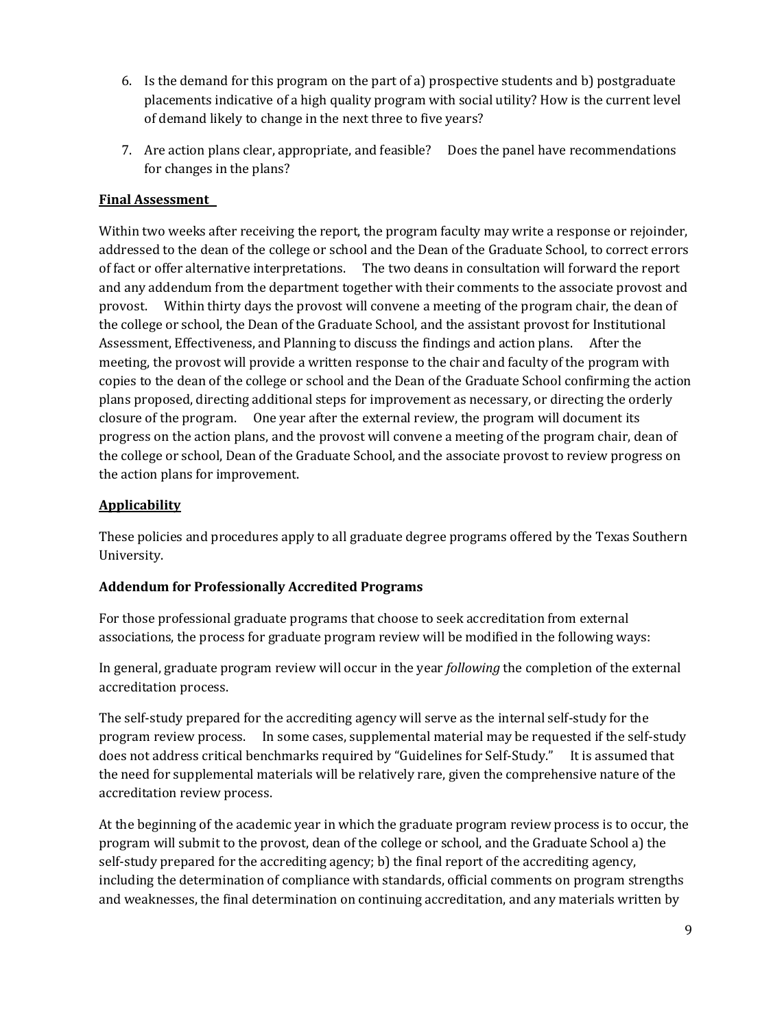6. Is the demand for this program on the part of a) prospective students and b) postgraduate placements indicative of a high quality program with social utility? How is the current level of demand likely to change in the next three to five years?
7. Are action plans clear, appropriate, and feasible? Does the panel have recommendations for changes in the plans?

**Final Assessment**

Within two weeks after receiving the report, the program faculty may write a response or rejoinder, addressed to the dean of the college or school and the Dean of the Graduate School, to correct errors of fact or offer alternative interpretations. The two deans in consultation will forward the report and any addendum from the department together with their comments to the associate provost and provost. Within thirty days the provost will convene a meeting of the program chair, the dean of the college or school, the Dean of the Graduate School, and the assistant provost for Institutional Assessment, Effectiveness, and Planning to discuss the findings and action plans. After the meeting, the provost will provide a written response to the chair and faculty of the program with copies to the dean of the college or school and the Dean of the Graduate School confirming the action plans proposed, directing additional steps for improvement as necessary, or directing the orderly closure of the program. One year after the external review, the program will document its progress on the action plans, and the provost will convene a meeting of the program chair, dean of the college or school, Dean of the Graduate School, and the associate provost to review progress on the action plans for improvement.

**Applicability**

These policies and procedures apply to all graduate degree programs offered by the Texas Southern University.

**Addendum for Professionally Accredited Programs**

For those professional graduate programs that choose to seek accreditation from external associations, the process for graduate program review will be modified in the following ways:

In general, graduate program review will occur in the year *following* the completion of the external accreditation process.

The self-study prepared for the accrediting agency will serve as the internal self-study for the program review process. In some cases, supplemental material may be requested if the self-study does not address critical benchmarks required by "Guidelines for Self-Study." It is assumed that the need for supplemental materials will be relatively rare, given the comprehensive nature of the accreditation review process.

At the beginning of the academic year in which the graduate program review process is to occur, the program will submit to the provost, dean of the college or school, and the Graduate School a) the self-study prepared for the accrediting agency; b) the final report of the accrediting agency, including the determination of compliance with standards, official comments on program strengths and weaknesses, the final determination on continuing accreditation, and any materials written by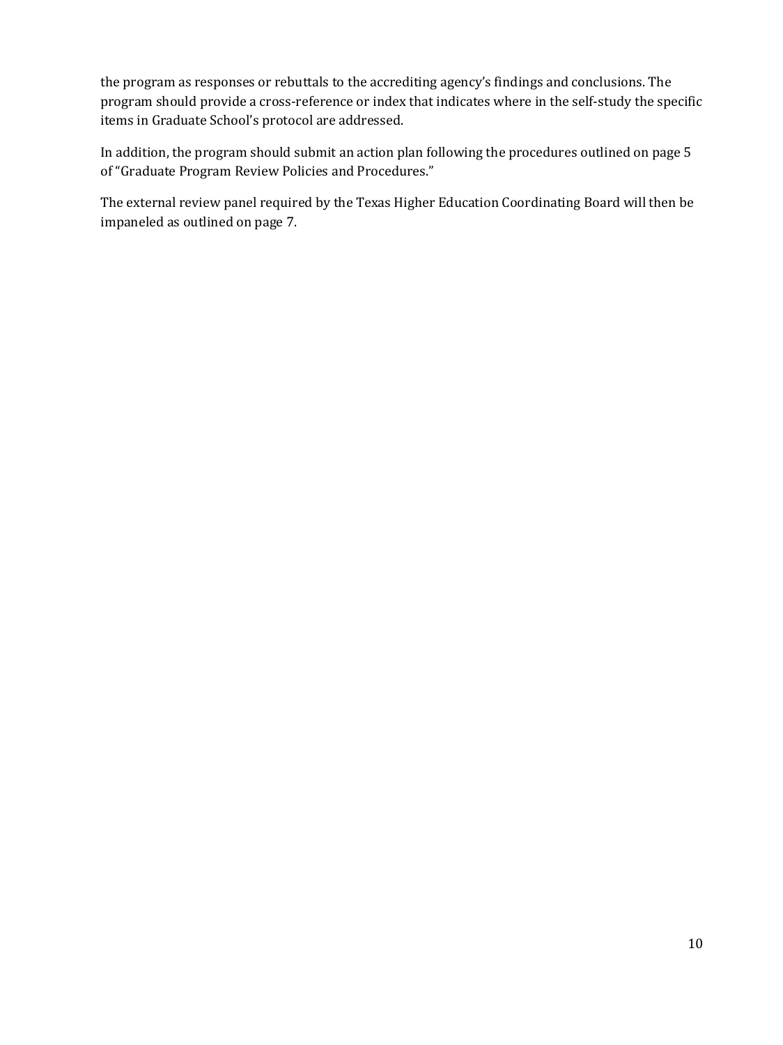the program as responses or rebuttals to the accrediting agency's findings and conclusions. The program should provide a cross-reference or index that indicates where in the self-study the specific items in Graduate School's protocol are addressed.

In addition, the program should submit an action plan following the procedures outlined on page 5 of "Graduate Program Review Policies and Procedures."

The external review panel required by the Texas Higher Education Coordinating Board will then be impaneled as outlined on page 7.